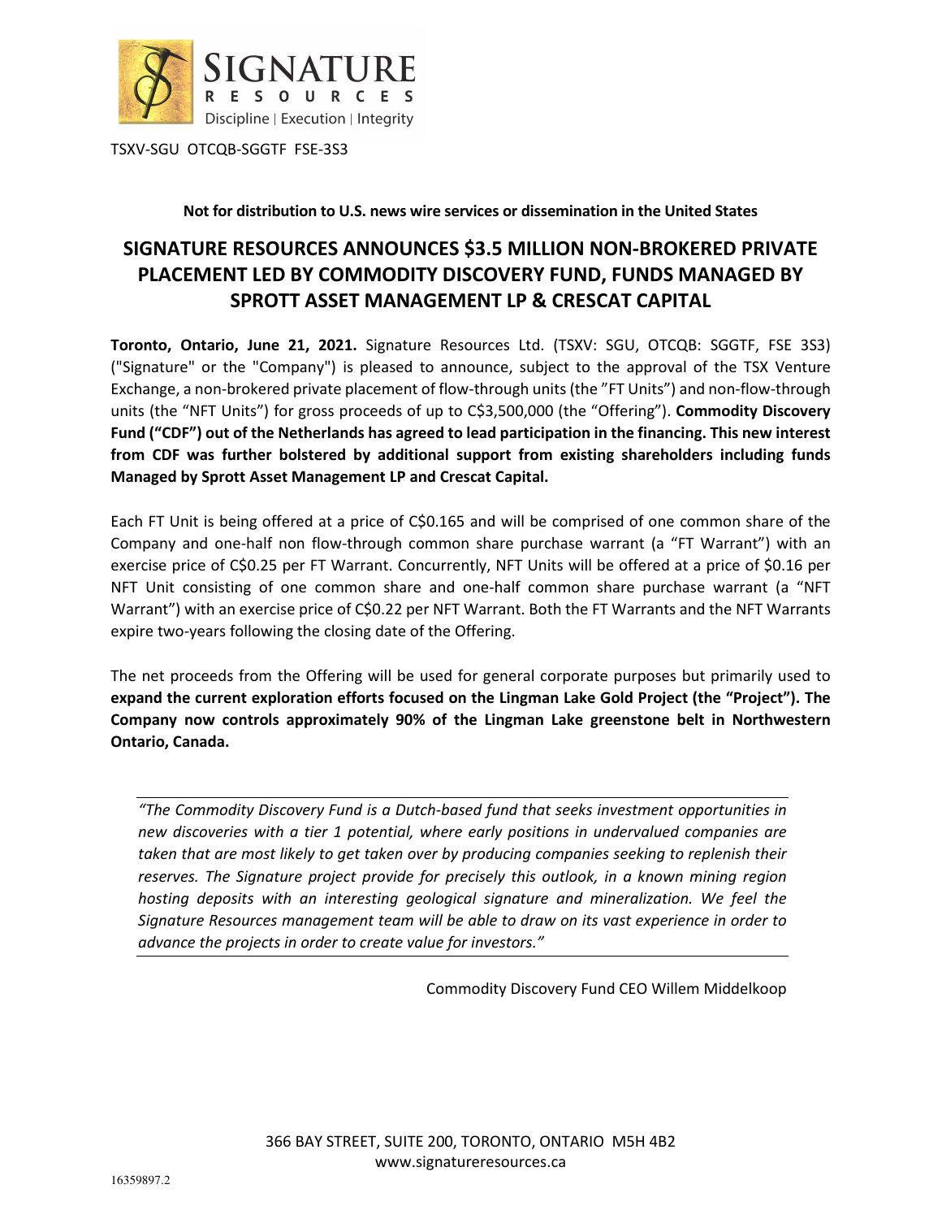SIGNATURE RESOURCES

Discipline | Execution | Integrity

TSXV-SGU OTCQB-SGGTF FSE-3S3

**Not for distribution to U.S. news wire services or dissemination in the United States**

# SIGNATURE RESOURCES ANNOUNCES $3.5 MILLION NON-BROKERED PRIVATE PLACEMENT LED BY COMMODITY DISCOVERY FUND, FUNDS MANAGED BY SPROTT ASSET MANAGEMENT LP & CRESCAT CAPITAL

**Toronto, Ontario, June 21, 2021.** Signature Resources Ltd. (TSXV: SGU, OTCQB: SGGTF, FSE 3S3) ("Signature" or the "Company") is pleased to announce, subject to the approval of the TSX Venture Exchange, a non-brokered private placement of flow-through units (the "FT Units") and non-flow-through units (the "NFT Units") for gross proceeds of up to C$3,500,000 (the "Offering"). **Commodity Discovery Fund ("CDF") out of the Netherlands has agreed to lead participation in the financing. This new interest from CDF was further bolstered by additional support from existing shareholders including funds Managed by Sprott Asset Management LP and Crescat Capital.**

Each FT Unit is being offered at a price of C$0.165 and will be comprised of one common share of the Company and one-half non flow-through common share purchase warrant (a "FT Warrant") with an exercise price of C$0.25 per FT Warrant. Concurrently, NFT Units will be offered at a price of $0.16 per NFT Unit consisting of one common share and one-half common share purchase warrant (a "NFT Warrant") with an exercise price of C$0.22 per NFT Warrant. Both the FT Warrants and the NFT Warrants expire two-years following the closing date of the Offering.

The net proceeds from the Offering will be used for general corporate purposes but primarily used to **expand the current exploration efforts focused on the Lingman Lake Gold Project (the "Project"). The Company now controls approximately 90% of the Lingman Lake greenstone belt in Northwestern Ontario, Canada.**

*"The Commodity Discovery Fund is a Dutch-based fund that seeks investment opportunities in new discoveries with a tier 1 potential, where early positions in undervalued companies are taken that are most likely to get taken over by producing companies seeking to replenish their reserves. The Signature project provide for precisely this outlook, in a known mining region hosting deposits with an interesting geological signature and mineralization. We feel the Signature Resources management team will be able to draw on its vast experience in order to advance the projects in order to create value for investors."*

Commodity Discovery Fund CEO Willem Middelkoop

366 BAY STREET, SUITE 200, TORONTO, ONTARIO M5H 4B2
www.signatureresources.ca

16359897.2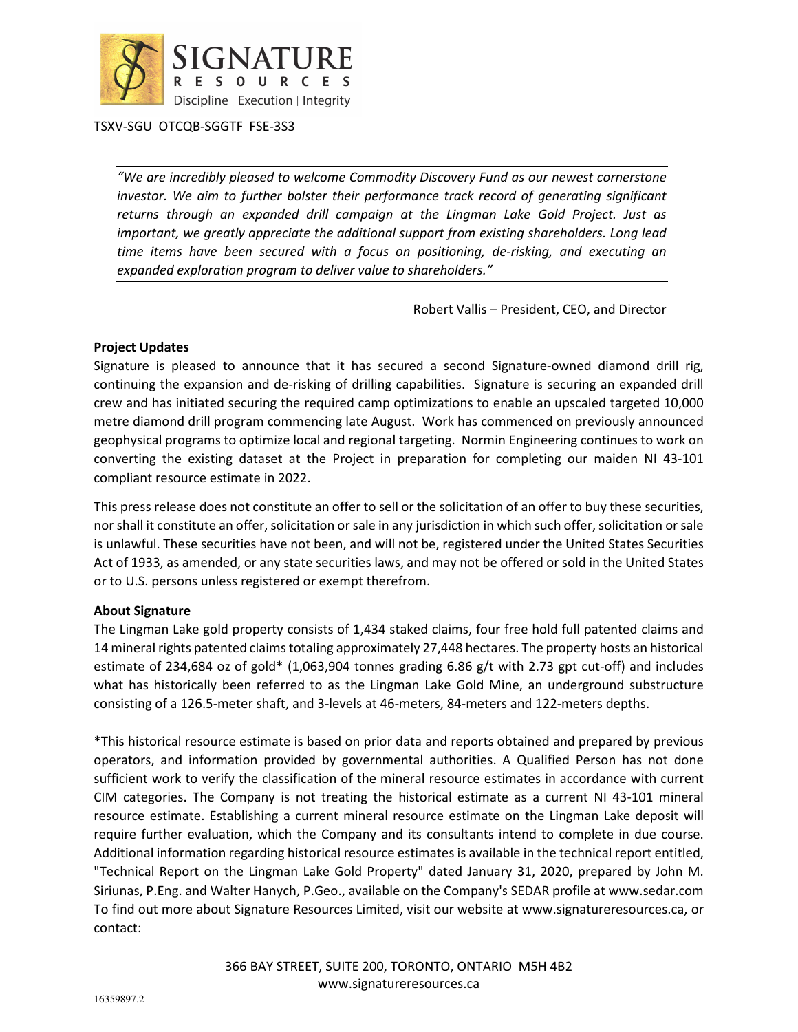TSXV-SGU OTCQB-SGGTF FSE-3S3

---

*"We are incredibly pleased to welcome Commodity Discovery Fund as our newest cornerstone investor. We aim to further bolster their performance track record of generating significant returns through an expanded drill campaign at the Lingman Lake Gold Project. Just as important, we greatly appreciate the additional support from existing shareholders. Long lead time items have been secured with a focus on positioning, de-risking, and executing an expanded exploration program to deliver value to shareholders."*

---

Robert Vallis – President, CEO, and Director

**Project Updates**

Signature is pleased to announce that it has secured a second Signature-owned diamond drill rig, continuing the expansion and de-risking of drilling capabilities. Signature is securing an expanded drill crew and has initiated securing the required camp optimizations to enable an upscaled targeted 10,000 metre diamond drill program commencing late August. Work has commenced on previously announced geophysical programs to optimize local and regional targeting. Normin Engineering continues to work on converting the existing dataset at the Project in preparation for completing our maiden NI 43-101 compliant resource estimate in 2022.

This press release does not constitute an offer to sell or the solicitation of an offer to buy these securities, nor shall it constitute an offer, solicitation or sale in any jurisdiction in which such offer, solicitation or sale is unlawful. These securities have not been, and will not be, registered under the United States Securities Act of 1933, as amended, or any state securities laws, and may not be offered or sold in the United States or to U.S. persons unless registered or exempt therefrom.

**About Signature**

The Lingman Lake gold property consists of 1,434 staked claims, four free hold full patented claims and 14 mineral rights patented claims totaling approximately 27,448 hectares. The property hosts an historical estimate of 234,684 oz of gold* (1,063,904 tonnes grading 6.86 g/t with 2.73 gpt cut-off) and includes what has historically been referred to as the Lingman Lake Gold Mine, an underground substructure consisting of a 126.5-meter shaft, and 3-levels at 46-meters, 84-meters and 122-meters depths.

*This historical resource estimate is based on prior data and reports obtained and prepared by previous operators, and information provided by governmental authorities. A Qualified Person has not done sufficient work to verify the classification of the mineral resource estimates in accordance with current CIM categories. The Company is not treating the historical estimate as a current NI 43-101 mineral resource estimate. Establishing a current mineral resource estimate on the Lingman Lake deposit will require further evaluation, which the Company and its consultants intend to complete in due course. Additional information regarding historical resource estimates is available in the technical report entitled, "Technical Report on the Lingman Lake Gold Property" dated January 31, 2020, prepared by John M. Siriunas, P.Eng. and Walter Hanych, P.Geo., available on the Company's SEDAR profile at www.sedar.com To find out more about Signature Resources Limited, visit our website at www.signatureresources.ca, or contact:

366 BAY STREET, SUITE 200, TORONTO, ONTARIO M5H 4B2
www.signatureresources.ca

16359897.2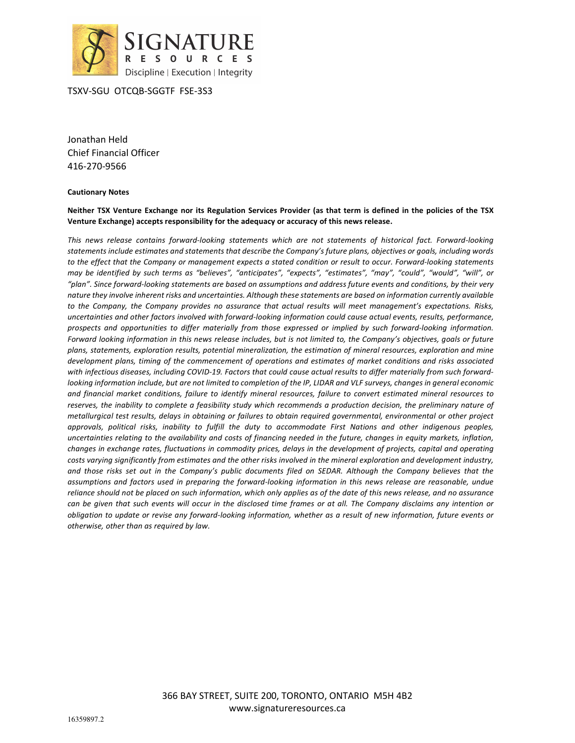TSXV-SGU OTCQB-SGGTF FSE-3S3

Jonathan Held
Chief Financial Officer
416-270-9566

**Cautionary Notes**

**Neither TSX Venture Exchange nor its Regulation Services Provider (as that term is defined in the policies of the TSX Venture Exchange) accepts responsibility for the adequacy or accuracy of this news release.**

*This news release contains forward-looking statements which are not statements of historical fact. Forward-looking statements include estimates and statements that describe the Company's future plans, objectives or goals, including words to the effect that the Company or management expects a stated condition or result to occur. Forward-looking statements may be identified by such terms as "believes", "anticipates", "expects", "estimates", "may", "could", "would", "will", or "plan". Since forward-looking statements are based on assumptions and address future events and conditions, by their very nature they involve inherent risks and uncertainties. Although these statements are based on information currently available to the Company, the Company provides no assurance that actual results will meet management's expectations. Risks, uncertainties and other factors involved with forward-looking information could cause actual events, results, performance, prospects and opportunities to differ materially from those expressed or implied by such forward-looking information. Forward looking information in this news release includes, but is not limited to, the Company's objectives, goals or future plans, statements, exploration results, potential mineralization, the estimation of mineral resources, exploration and mine development plans, timing of the commencement of operations and estimates of market conditions and risks associated with infectious diseases, including COVID-19. Factors that could cause actual results to differ materially from such forward-looking information include, but are not limited to completion of the IP, LIDAR and VLF surveys, changes in general economic and financial market conditions, failure to identify mineral resources, failure to convert estimated mineral resources to reserves, the inability to complete a feasibility study which recommends a production decision, the preliminary nature of metallurgical test results, delays in obtaining or failures to obtain required governmental, environmental or other project approvals, political risks, inability to fulfill the duty to accommodate First Nations and other indigenous peoples, uncertainties relating to the availability and costs of financing needed in the future, changes in equity markets, inflation, changes in exchange rates, fluctuations in commodity prices, delays in the development of projects, capital and operating costs varying significantly from estimates and the other risks involved in the mineral exploration and development industry, and those risks set out in the Company's public documents filed on SEDAR. Although the Company believes that the assumptions and factors used in preparing the forward-looking information in this news release are reasonable, undue reliance should not be placed on such information, which only applies as of the date of this news release, and no assurance can be given that such events will occur in the disclosed time frames or at all. The Company disclaims any intention or obligation to update or revise any forward-looking information, whether as a result of new information, future events or otherwise, other than as required by law.*

366 BAY STREET, SUITE 200, TORONTO, ONTARIO M5H 4B2
www.signatureresources.ca

16359897.2